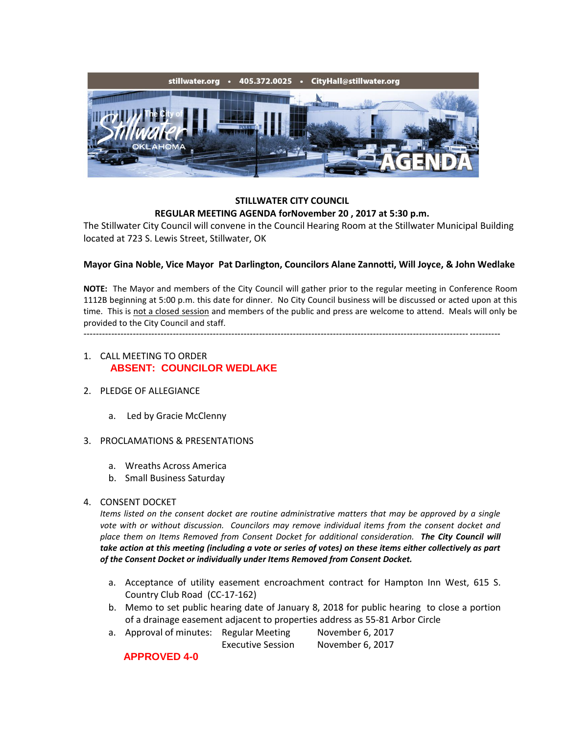stillwater.org • 405.372.0025 • CityHall@stillwater.org

# STILLWATER CITY COUNCIL

## REGULAR MEETING AGENDA forNovember 20 , 2017 at 5:30 p.m.

The Stillwater City Council will convene in the Council Hearing Room at the Stillwater Municipal Building located at 723 S. Lewis Street, Stillwater, OK

**Mayor Gina Noble, Vice Mayor Pat Darlington, Councilors Alane Zannotti, Will Joyce, & John Wedlake**

**NOTE:** The Mayor and members of the City Council will gather prior to the regular meeting in Conference Room 1112B beginning at 5:00 p.m. this date for dinner. No City Council business will be discussed or acted upon at this time. This is not a closed session and members of the public and press are welcome to attend. Meals will only be provided to the City Council and staff.

---

1. CALL MEETING TO ORDER

   **ABSENT: COUNCILOR WEDLAKE**

2. PLEDGE OF ALLEGIANCE

   a. Led by Gracie McClenny

3. PROCLAMATIONS & PRESENTATIONS

   a. Wreaths Across America
   b. Small Business Saturday

4. CONSENT DOCKET

   *Items listed on the consent docket are routine administrative matters that may be approved by a single vote with or without discussion. Councilors may remove individual items from the consent docket and place them on Items Removed from Consent Docket for additional consideration.* ***The City Council will take action at this meeting (including a vote or series of votes) on these items either collectively as part of the Consent Docket or individually under Items Removed from Consent Docket.***

   a. Acceptance of utility easement encroachment contract for Hampton Inn West, 615 S. Country Club Road (CC-17-162)
   b. Memo to set public hearing date of January 8, 2018 for public hearing to close a portion of a drainage easement adjacent to properties address as 55-81 Arbor Circle
   a. Approval of minutes: Regular Meeting November 6, 2017
      Executive Session November 6, 2017

   **APPROVED 4-0**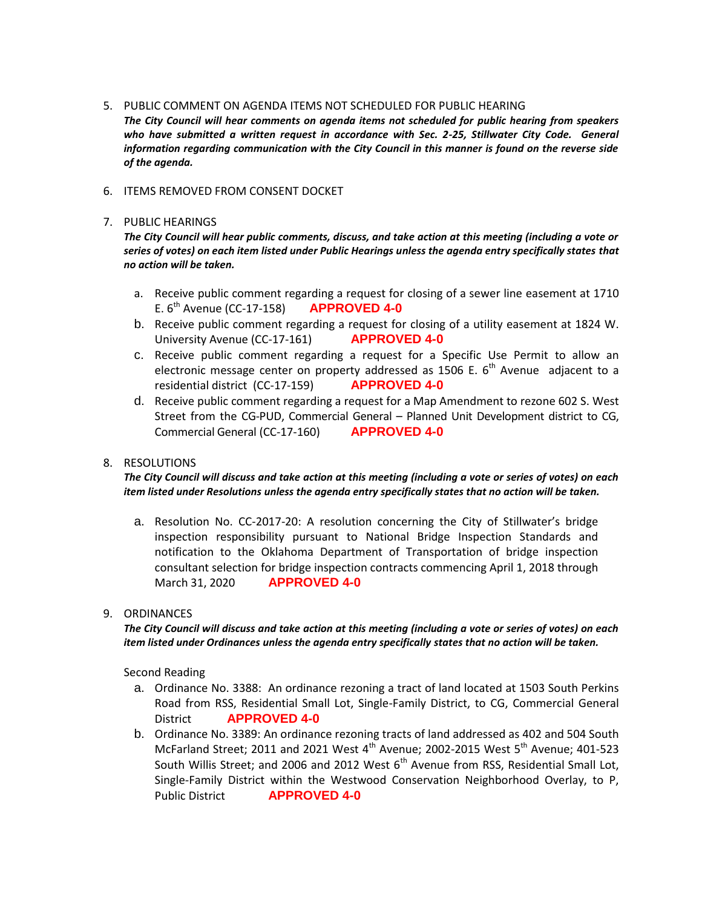5. PUBLIC COMMENT ON AGENDA ITEMS NOT SCHEDULED FOR PUBLIC HEARING
   ***The City Council will hear comments on agenda items not scheduled for public hearing from speakers who have submitted a written request in accordance with Sec. 2-25, Stillwater City Code. General information regarding communication with the City Council in this manner is found on the reverse side of the agenda.***

6. ITEMS REMOVED FROM CONSENT DOCKET

7. PUBLIC HEARINGS
   ***The City Council will hear public comments, discuss, and take action at this meeting (including a vote or series of votes) on each item listed under Public Hearings unless the agenda entry specifically states that no action will be taken.***

   a. Receive public comment regarding a request for closing of a sewer line easement at 1710 E. 6th Avenue (CC-17-158) **APPROVED 4-0**
   b. Receive public comment regarding a request for closing of a utility easement at 1824 W. University Avenue (CC-17-161) **APPROVED 4-0**
   c. Receive public comment regarding a request for a Specific Use Permit to allow an electronic message center on property addressed as 1506 E. 6th Avenue adjacent to a residential district (CC-17-159) **APPROVED 4-0**
   d. Receive public comment regarding a request for a Map Amendment to rezone 602 S. West Street from the CG-PUD, Commercial General – Planned Unit Development district to CG, Commercial General (CC-17-160) **APPROVED 4-0**

8. RESOLUTIONS
   ***The City Council will discuss and take action at this meeting (including a vote or series of votes) on each item listed under Resolutions unless the agenda entry specifically states that no action will be taken.***

   a. Resolution No. CC-2017-20: A resolution concerning the City of Stillwater's bridge inspection responsibility pursuant to National Bridge Inspection Standards and notification to the Oklahoma Department of Transportation of bridge inspection consultant selection for bridge inspection contracts commencing April 1, 2018 through March 31, 2020 **APPROVED 4-0**

9. ORDINANCES
   ***The City Council will discuss and take action at this meeting (including a vote or series of votes) on each item listed under Ordinances unless the agenda entry specifically states that no action will be taken.***

   Second Reading

   a. Ordinance No. 3388: An ordinance rezoning a tract of land located at 1503 South Perkins Road from RSS, Residential Small Lot, Single-Family District, to CG, Commercial General District **APPROVED 4-0**
   b. Ordinance No. 3389: An ordinance rezoning tracts of land addressed as 402 and 504 South McFarland Street; 2011 and 2021 West 4th Avenue; 2002-2015 West 5th Avenue; 401-523 South Willis Street; and 2006 and 2012 West 6th Avenue from RSS, Residential Small Lot, Single-Family District within the Westwood Conservation Neighborhood Overlay, to P, Public District **APPROVED 4-0**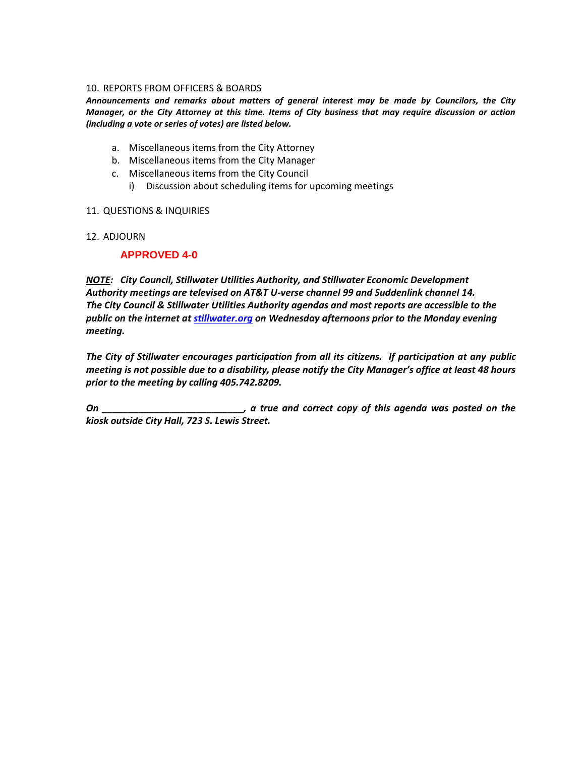10. REPORTS FROM OFFICERS & BOARDS

***Announcements and remarks about matters of general interest may be made by Councilors, the City Manager, or the City Attorney at this time. Items of City business that may require discussion or action (including a vote or series of votes) are listed below.***

a. Miscellaneous items from the City Attorney
b. Miscellaneous items from the City Manager
c. Miscellaneous items from the City Council
   i) Discussion about scheduling items for upcoming meetings

11. QUESTIONS & INQUIRIES

12. ADJOURN

**APPROVED 4-0**

***NOTE: City Council, Stillwater Utilities Authority, and Stillwater Economic Development Authority meetings are televised on AT&T U-verse channel 99 and Suddenlink channel 14. The City Council & Stillwater Utilities Authority agendas and most reports are accessible to the public on the internet at stillwater.org on Wednesday afternoons prior to the Monday evening meeting.***

***The City of Stillwater encourages participation from all its citizens. If participation at any public meeting is not possible due to a disability, please notify the City Manager's office at least 48 hours prior to the meeting by calling 405.742.8209.***

***On ___________________________, a true and correct copy of this agenda was posted on the kiosk outside City Hall, 723 S. Lewis Street.***